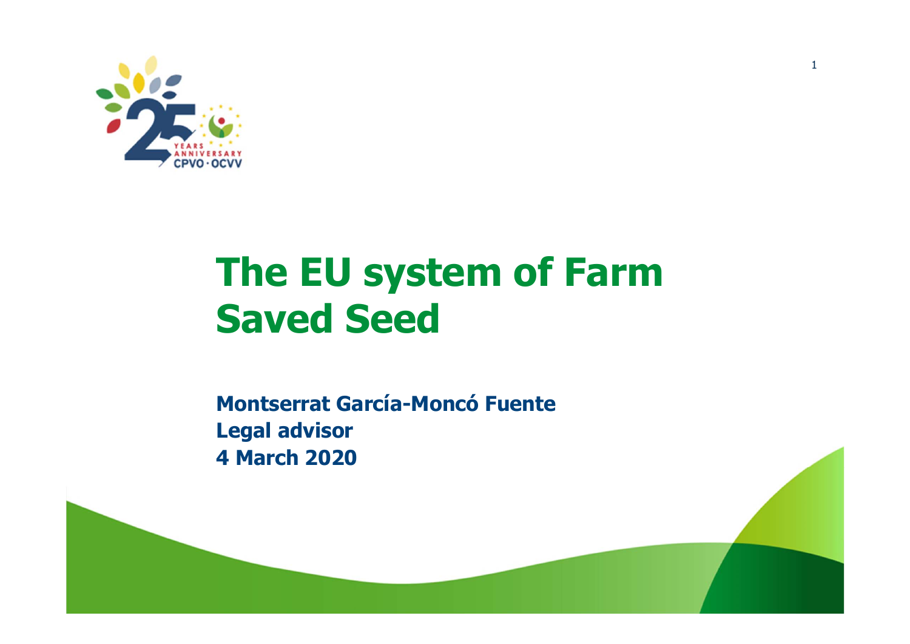# The EU system of Farm Saved Seed

**Montserrat García-Moncó Fuente**
**Legal advisor**
**4 March 2020**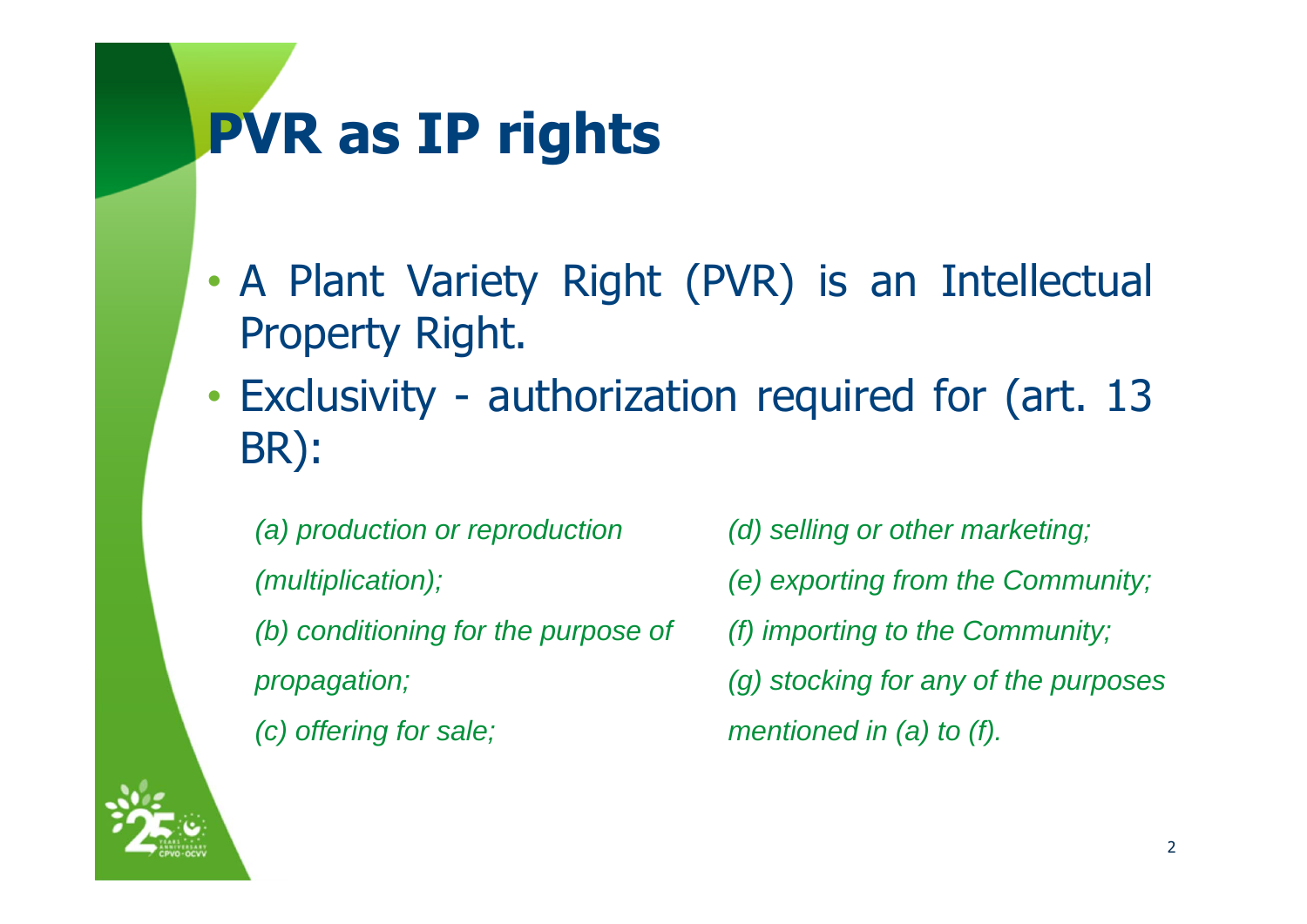# PVR as IP rights

- A Plant Variety Right (PVR) is an Intellectual Property Right.
- Exclusivity - authorization required for (art. 13 BR):

*(a) production or reproduction (multiplication);*

*(b) conditioning for the purpose of propagation;*

*(c) offering for sale;*

*(d) selling or other marketing;*

*(e) exporting from the Community;*

*(f) importing to the Community;*

*(g) stocking for any of the purposes mentioned in (a) to (f).*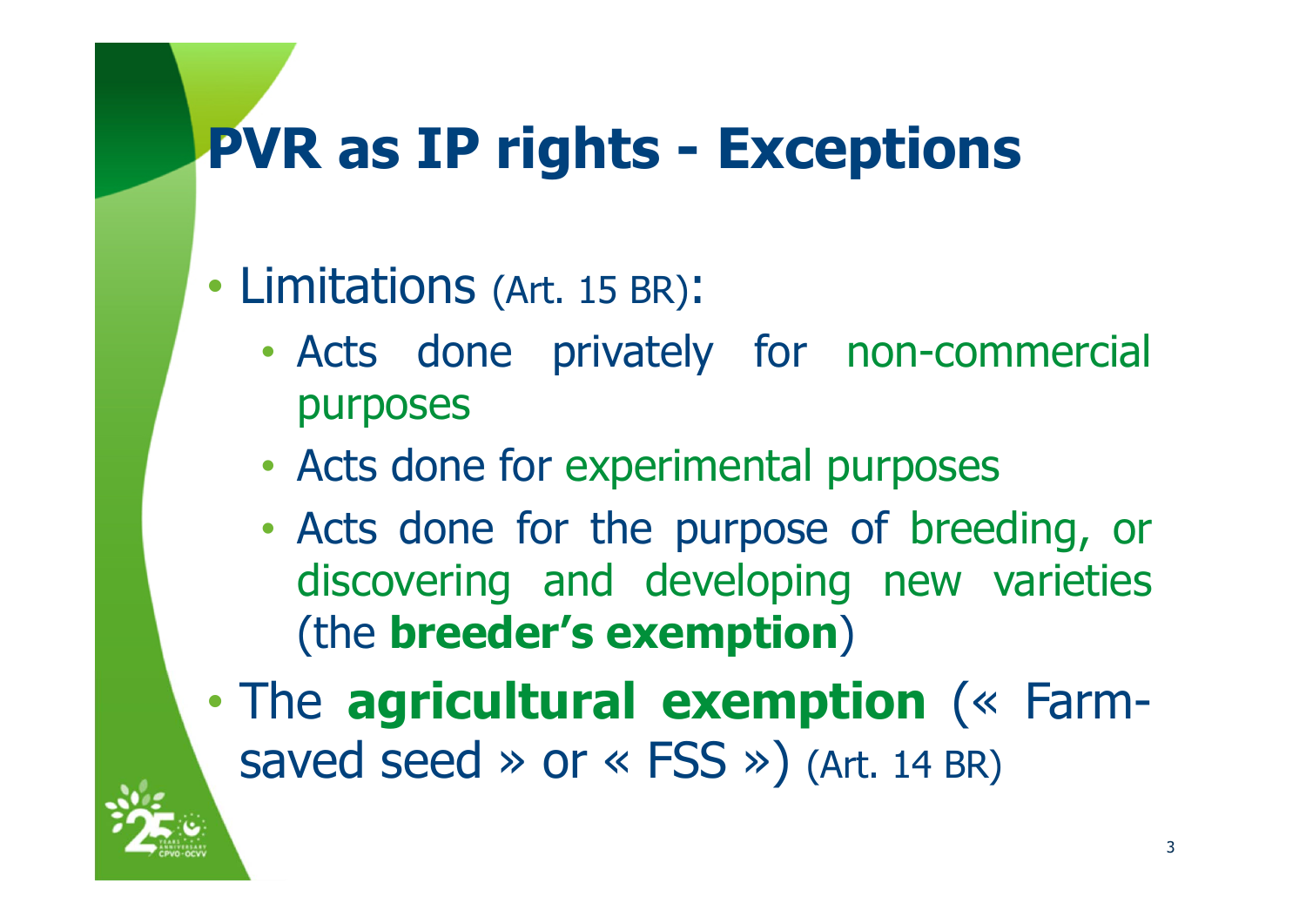# PVR as IP rights - Exceptions

- Limitations (Art. 15 BR):
  - Acts done privately for non-commercial purposes
  - Acts done for experimental purposes
  - Acts done for the purpose of breeding, or discovering and developing new varieties (the **breeder's exemption**)
- The **agricultural exemption** (« Farm-saved seed » or « FSS ») (Art. 14 BR)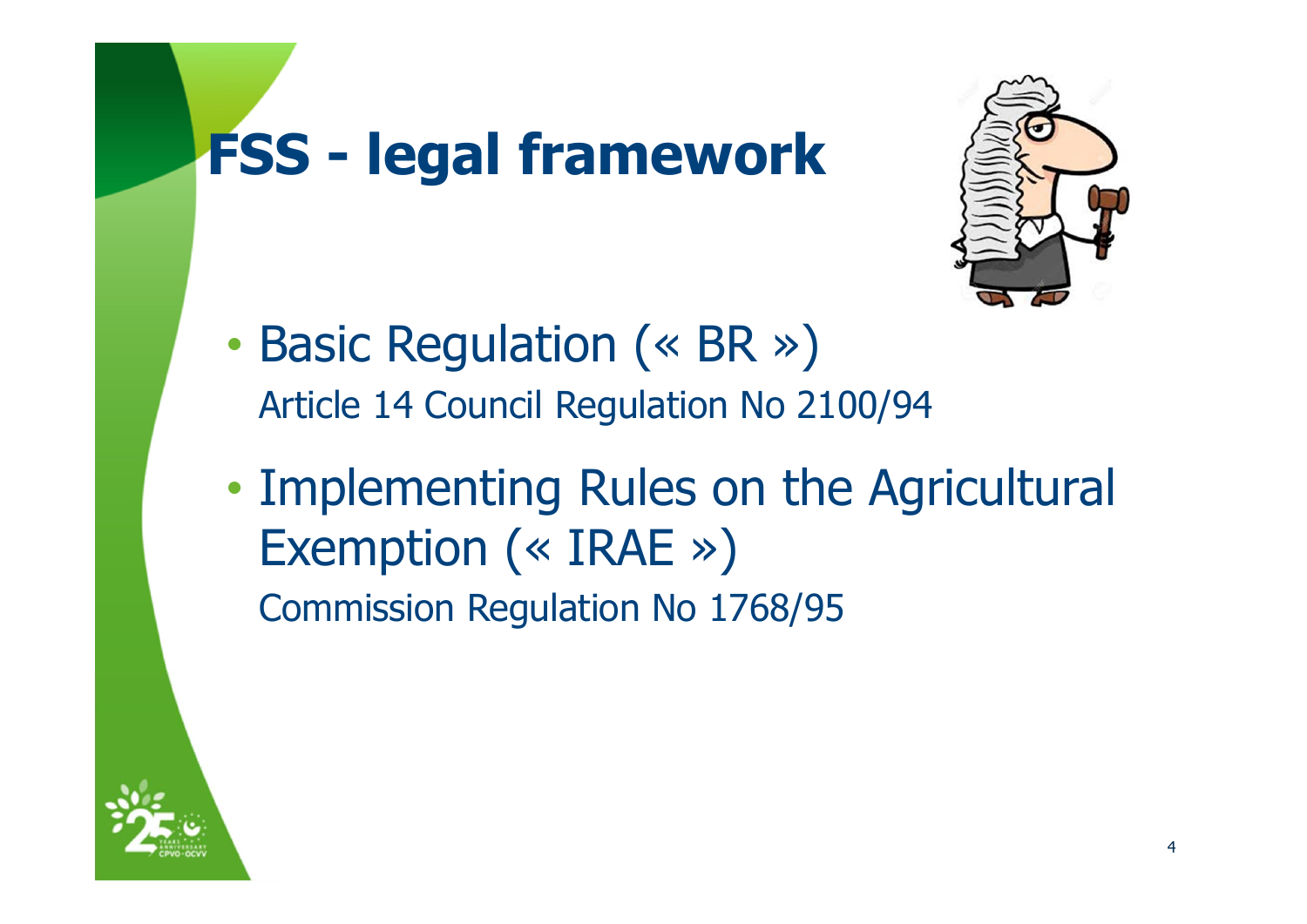# FSS - legal framework

- Basic Regulation (« BR »)
  Article 14 Council Regulation No 2100/94
- Implementing Rules on the Agricultural Exemption (« IRAE »)
  Commission Regulation No 1768/95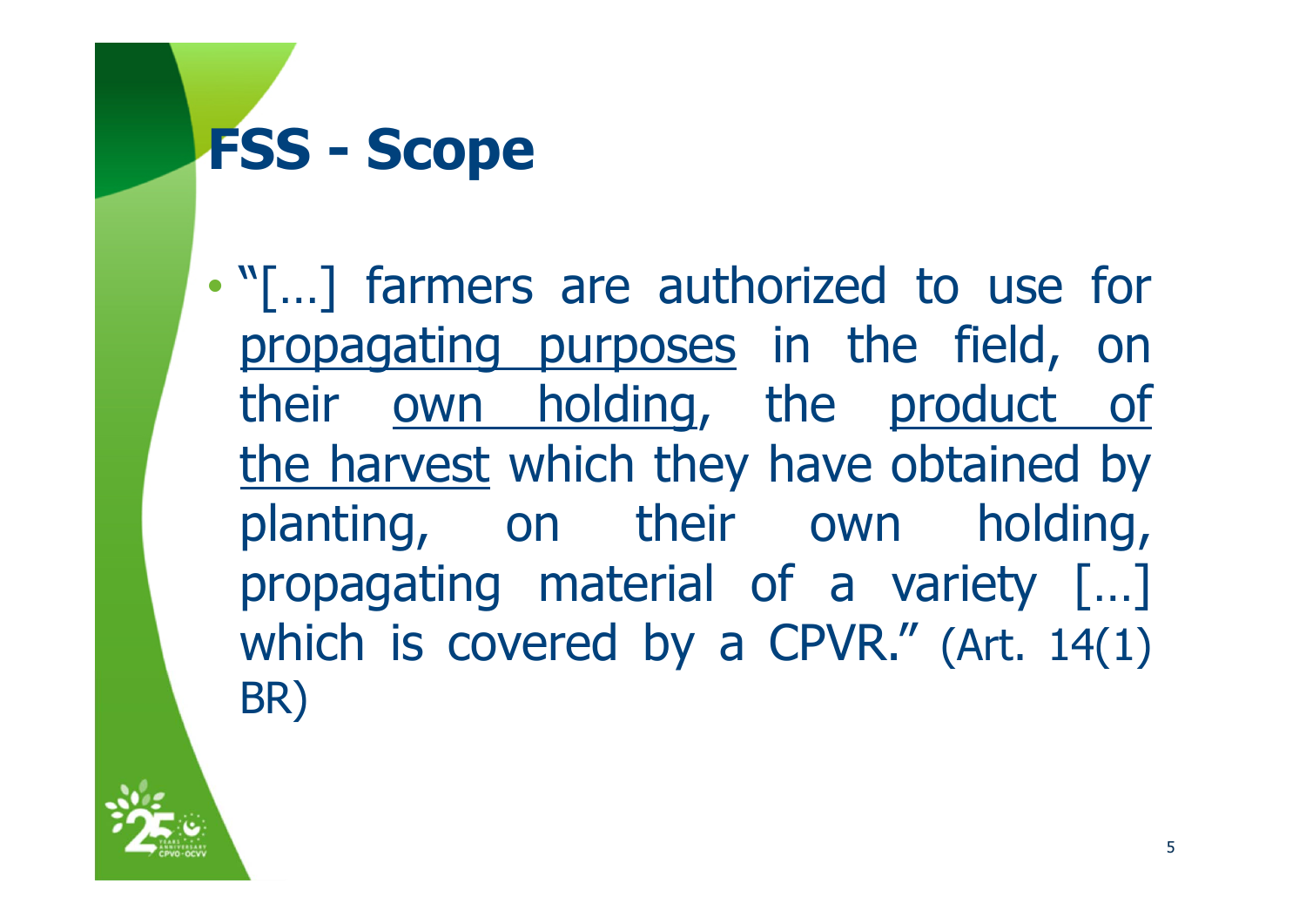# FSS - Scope

- "[…] farmers are authorized to use for <u>propagating purposes</u> in the field, on their <u>own holding</u>, the <u>product of the harvest</u> which they have obtained by planting, on their own holding, propagating material of a variety […] which is covered by a CPVR." (Art. 14(1) BR)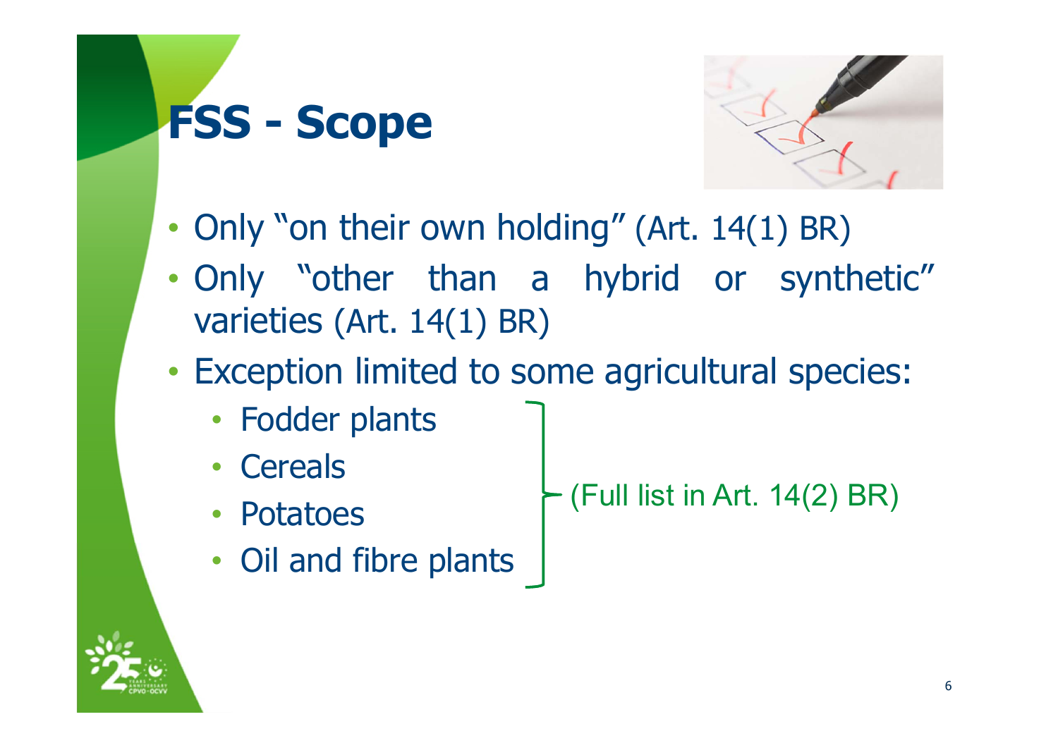# FSS - Scope

- Only "on their own holding" (Art. 14(1) BR)
- Only "other than a hybrid or synthetic" varieties (Art. 14(1) BR)
- Exception limited to some agricultural species:
  - Fodder plants
  - Cereals
  - Potatoes
  - Oil and fibre plants

(Full list in Art. 14(2) BR)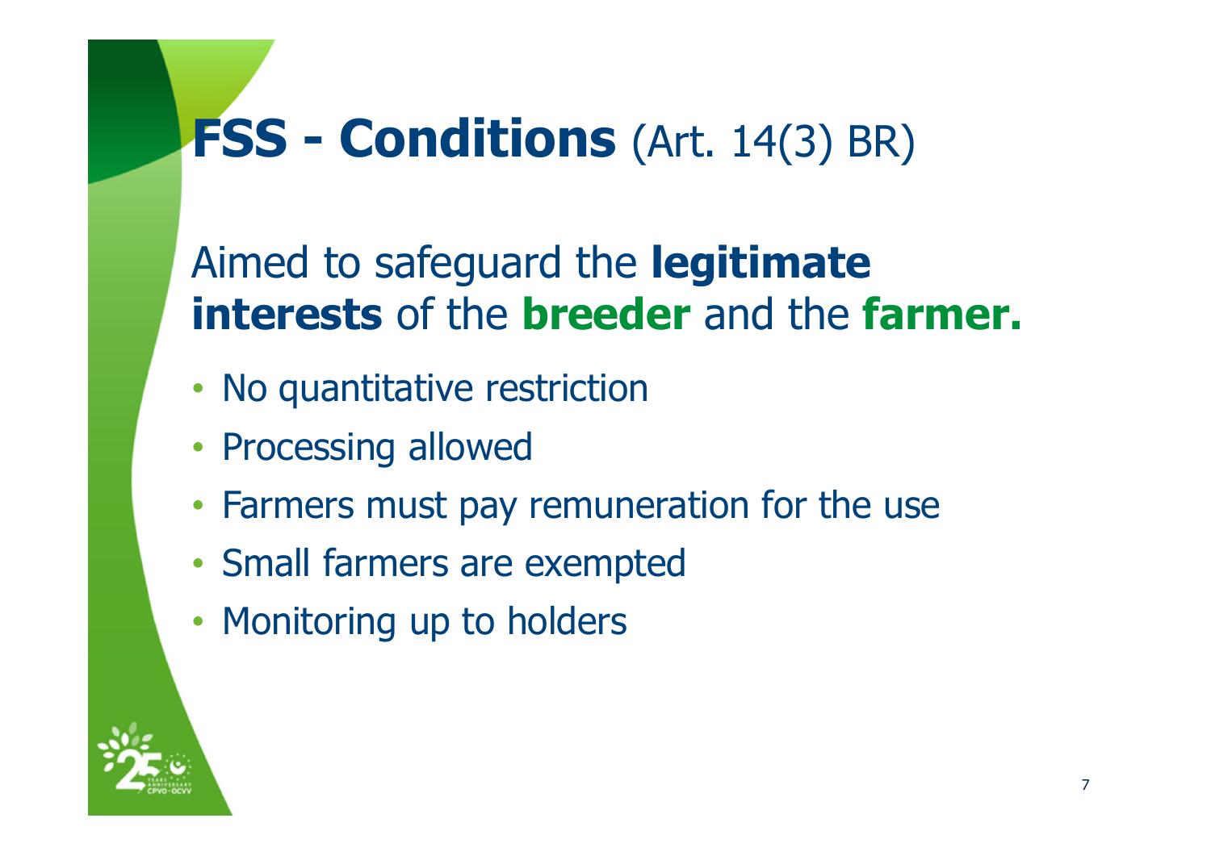# **FSS - Conditions** (Art. 14(3) BR)

Aimed to safeguard the **legitimate interests** of the **breeder** and the **farmer.**

- No quantitative restriction
- Processing allowed
- Farmers must pay remuneration for the use
- Small farmers are exempted
- Monitoring up to holders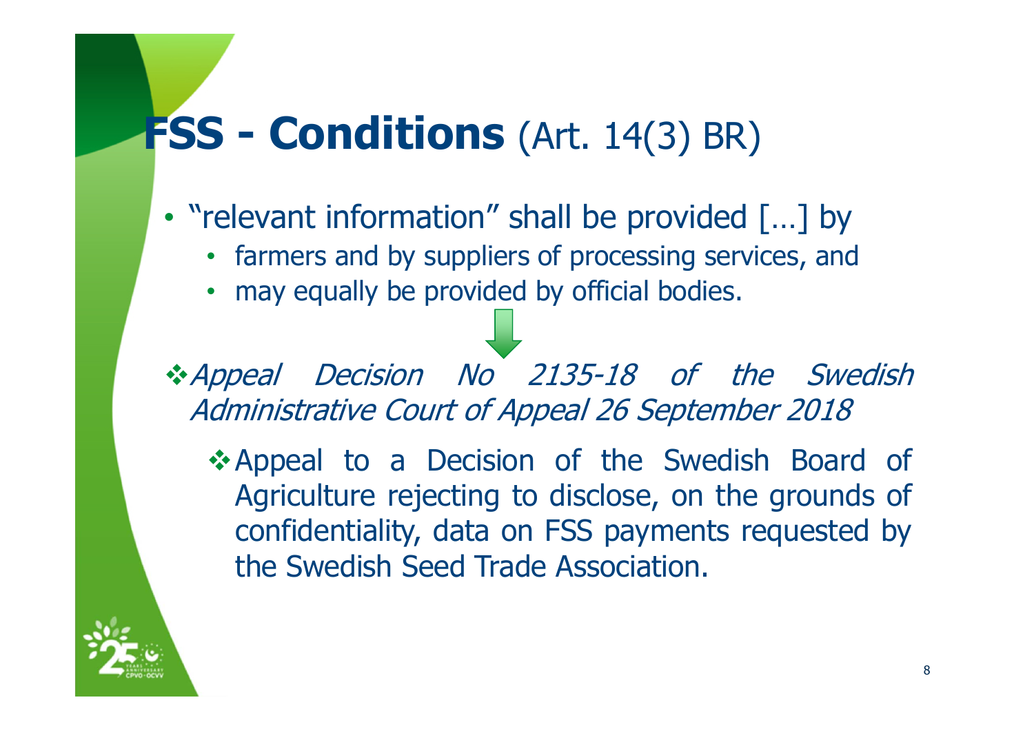# **FSS - Conditions** (Art. 14(3) BR)

- "relevant information" shall be provided […] by
  - farmers and by suppliers of processing services, and
  - may equally be provided by official bodies.

❖ *Appeal Decision No 2135-18 of the Swedish Administrative Court of Appeal 26 September 2018*

  ❖ Appeal to a Decision of the Swedish Board of Agriculture rejecting to disclose, on the grounds of confidentiality, data on FSS payments requested by the Swedish Seed Trade Association.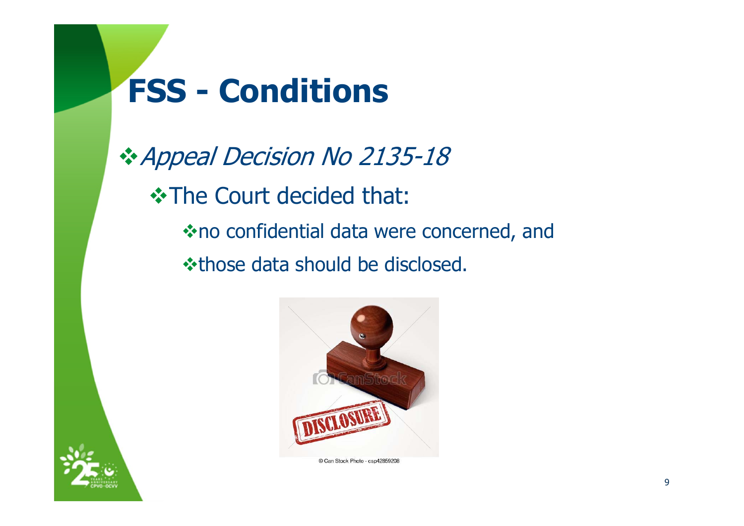# FSS - Conditions

- *Appeal Decision No 2135-18*
  - The Court decided that:
    - no confidential data were concerned, and
    - those data should be disclosed.

© Can Stock Photo - csp42859208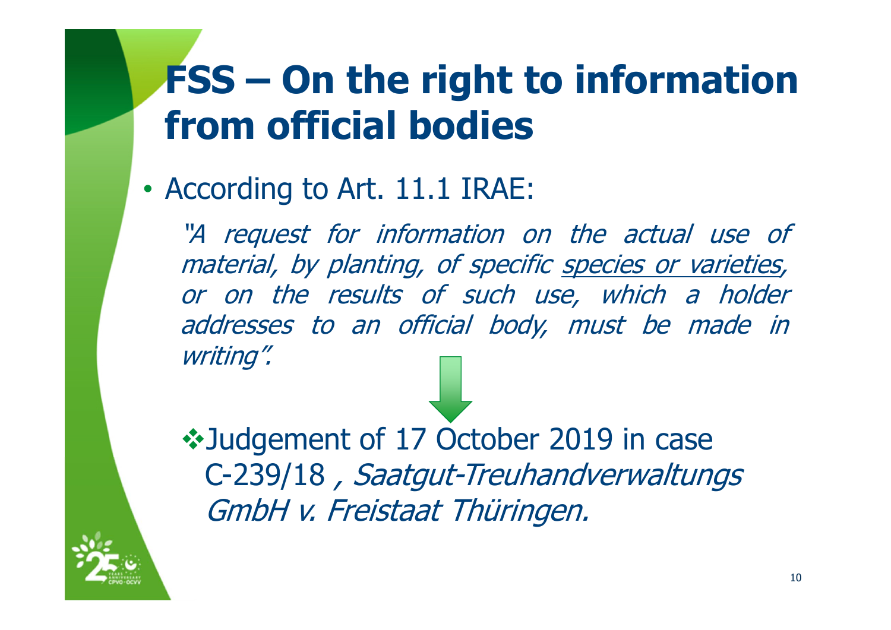# FSS – On the right to information from official bodies

- According to Art. 11.1 IRAE:

  *"A request for information on the actual use of material, by planting, of specific <u>species or varieties</u>, or on the results of such use, which a holder addresses to an official body, must be made in writing".*

  ❖ Judgement of 17 October 2019 in case C-239/18 , *Saatgut-Treuhandverwaltungs GmbH v. Freistaat Thüringen.*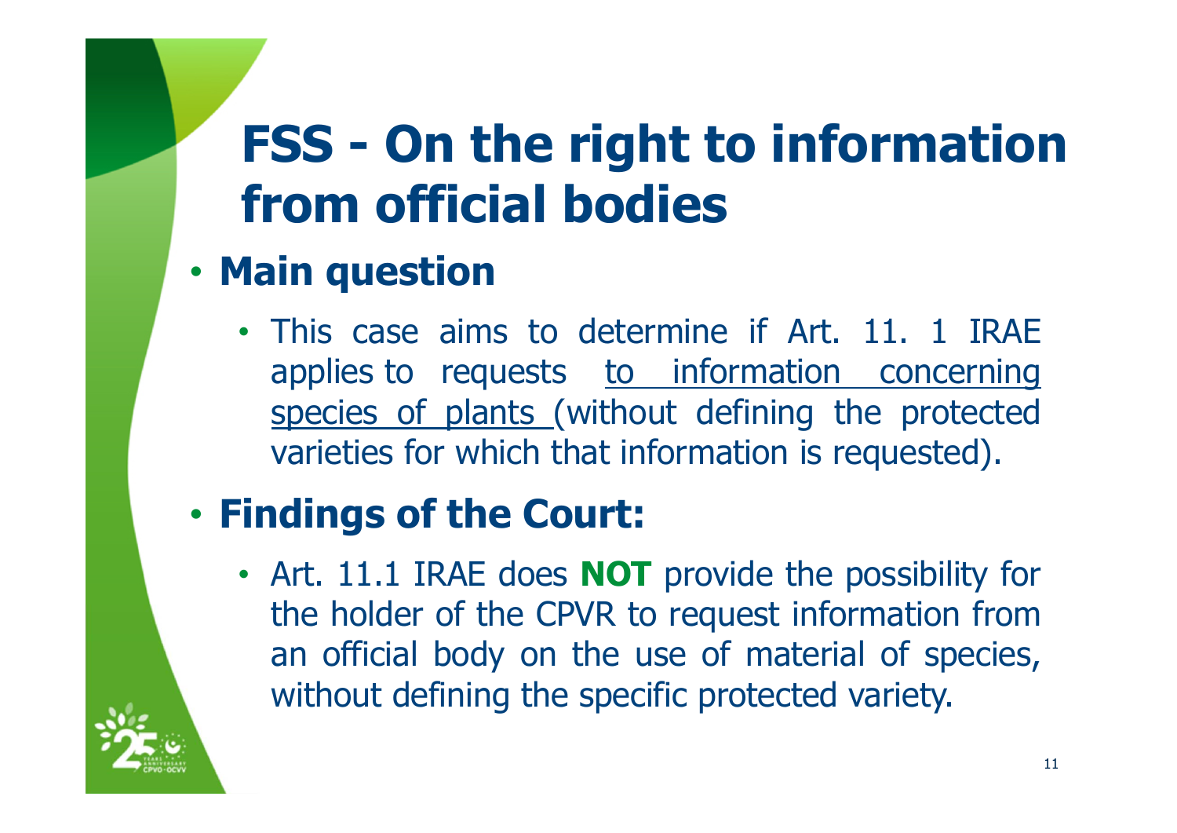# FSS - On the right to information from official bodies

- **Main question**
  - This case aims to determine if Art. 11. 1 IRAE applies to requests to information concerning species of plants (without defining the protected varieties for which that information is requested).

- **Findings of the Court:**
  - Art. 11.1 IRAE does **NOT** provide the possibility for the holder of the CPVR to request information from an official body on the use of material of species, without defining the specific protected variety.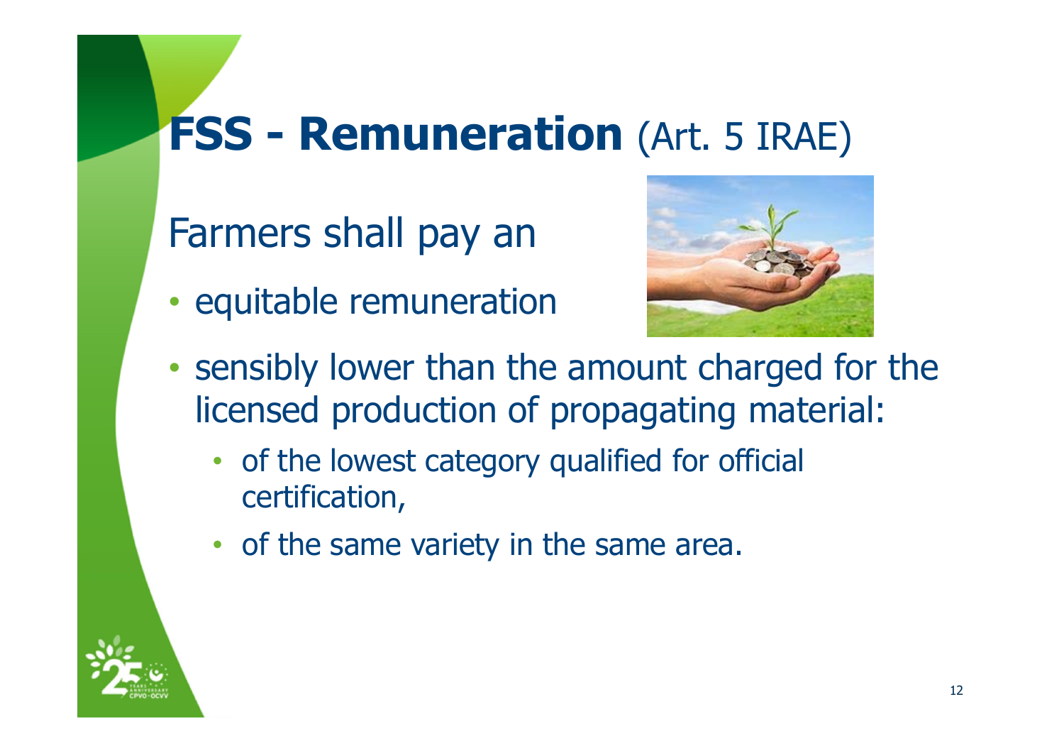# **FSS - Remuneration** (Art. 5 IRAE)

Farmers shall pay an

- equitable remuneration
- sensibly lower than the amount charged for the licensed production of propagating material:
  - of the lowest category qualified for official certification,
  - of the same variety in the same area.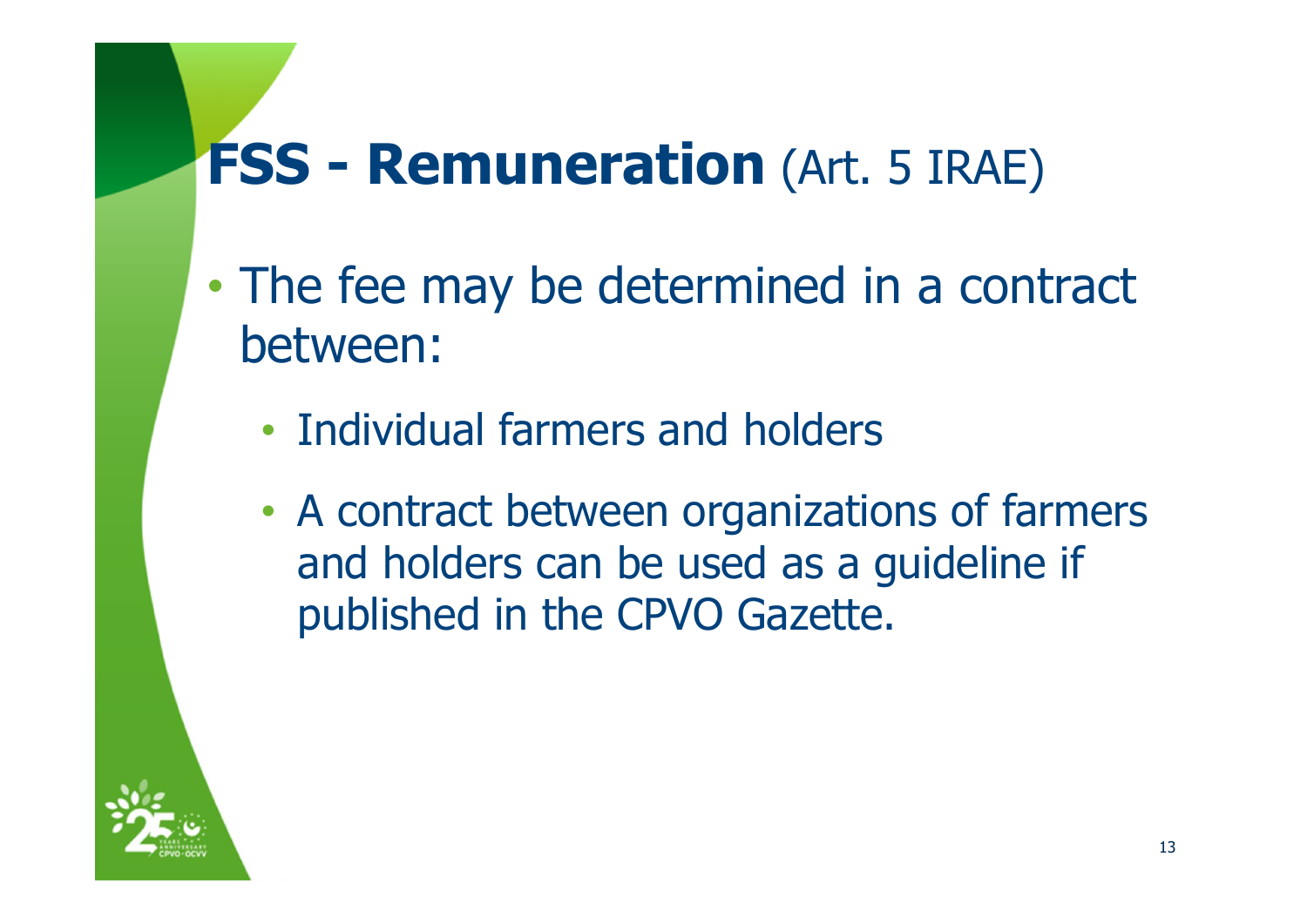# **FSS - Remuneration** (Art. 5 IRAE)

- The fee may be determined in a contract between:
  - Individual farmers and holders
  - A contract between organizations of farmers and holders can be used as a guideline if published in the CPVO Gazette.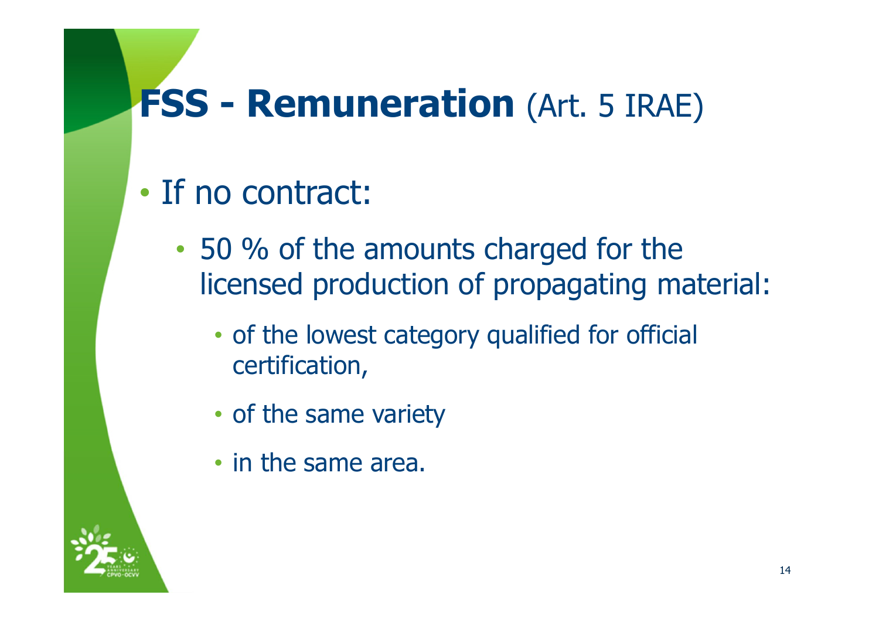# **FSS - Remuneration** (Art. 5 IRAE)

- If no contract:
  - 50 % of the amounts charged for the licensed production of propagating material:
    - of the lowest category qualified for official certification,
    - of the same variety
    - in the same area.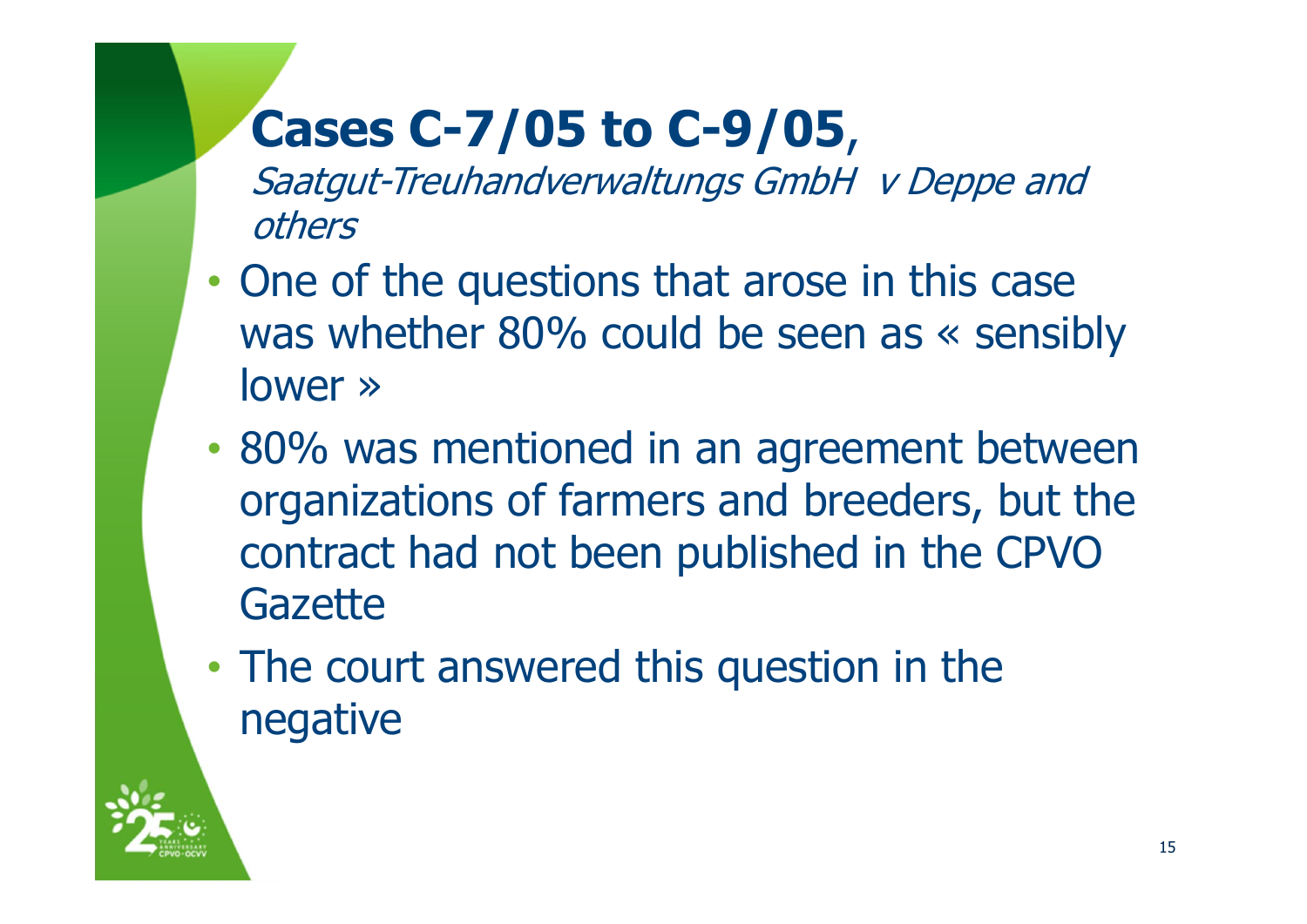# **Cases C-7/05 to C-9/05**,

*Saatgut-Treuhandverwaltungs GmbH v Deppe and others*

- One of the questions that arose in this case was whether 80% could be seen as « sensibly lower »
- 80% was mentioned in an agreement between organizations of farmers and breeders, but the contract had not been published in the CPVO Gazette
- The court answered this question in the negative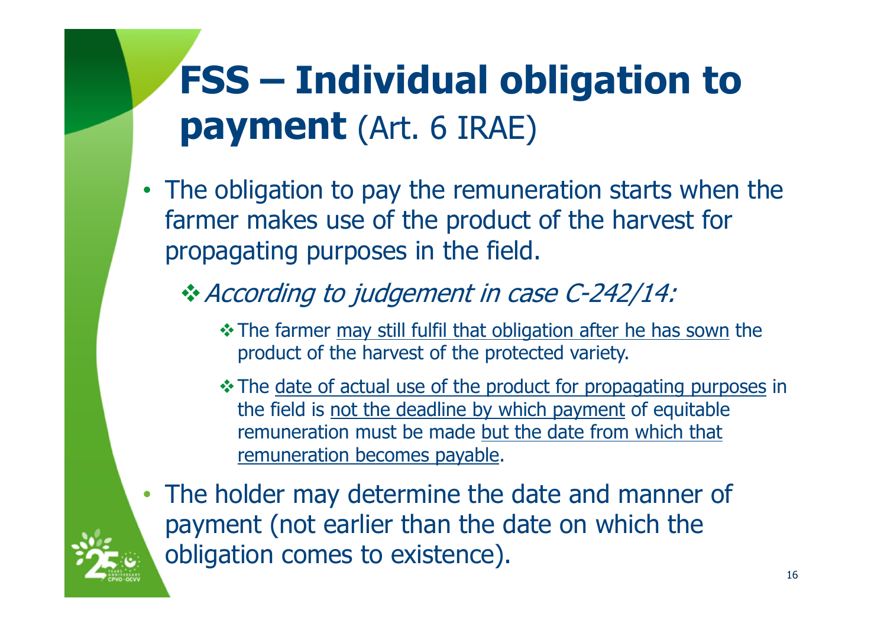# **FSS – Individual obligation to payment** (Art. 6 IRAE)

- The obligation to pay the remuneration starts when the farmer makes use of the product of the harvest for propagating purposes in the field.
  - *According to judgement in case C-242/14:*
    - The farmer <u>may still fulfil that obligation after he has sown</u> the product of the harvest of the protected variety.
    - The <u>date of actual use of the product for propagating purposes</u> in the field is <u>not the deadline by which payment</u> of equitable remuneration must be made <u>but the date from which that remuneration becomes payable</u>.
- The holder may determine the date and manner of payment (not earlier than the date on which the obligation comes to existence).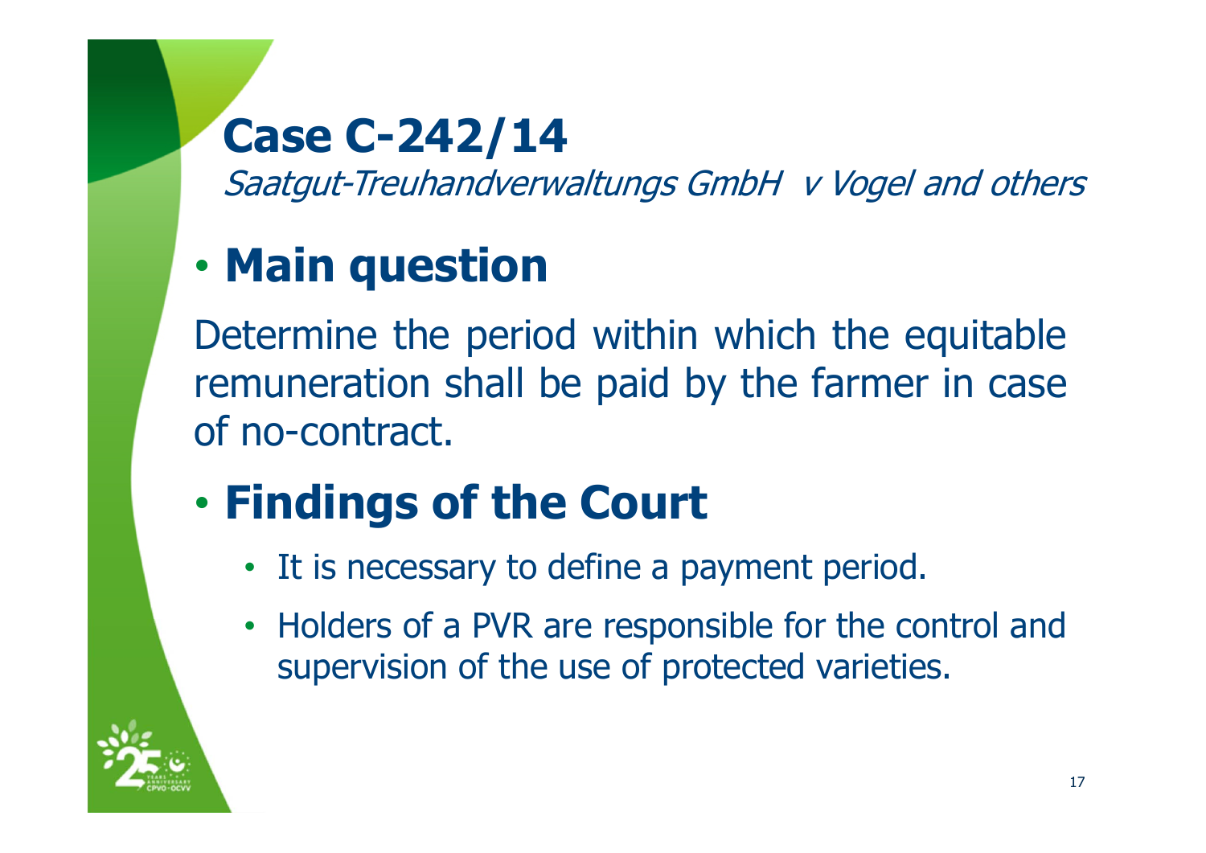# Case C-242/14

*Saatgut-Treuhandverwaltungs GmbH v Vogel and others*

- **Main question**

Determine the period within which the equitable remuneration shall be paid by the farmer in case of no-contract.

- **Findings of the Court**
  - It is necessary to define a payment period.
  - Holders of a PVR are responsible for the control and supervision of the use of protected varieties.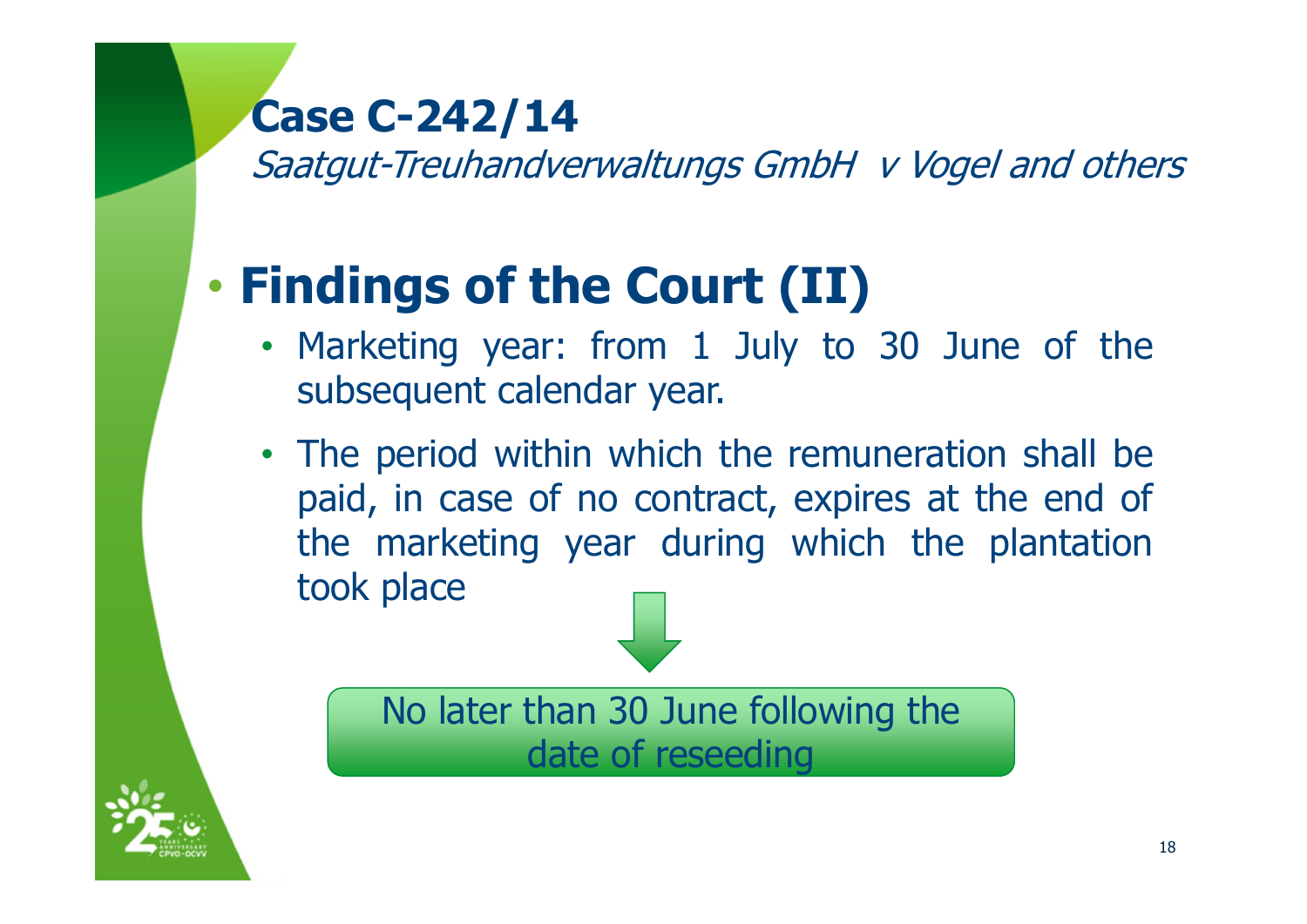# Case C-242/14

*Saatgut-Treuhandverwaltungs GmbH v Vogel and others*

## Findings of the Court (II)

- Marketing year: from 1 July to 30 June of the subsequent calendar year.
- The period within which the remuneration shall be paid, in case of no contract, expires at the end of the marketing year during which the plantation took place

No later than 30 June following the date of reseeding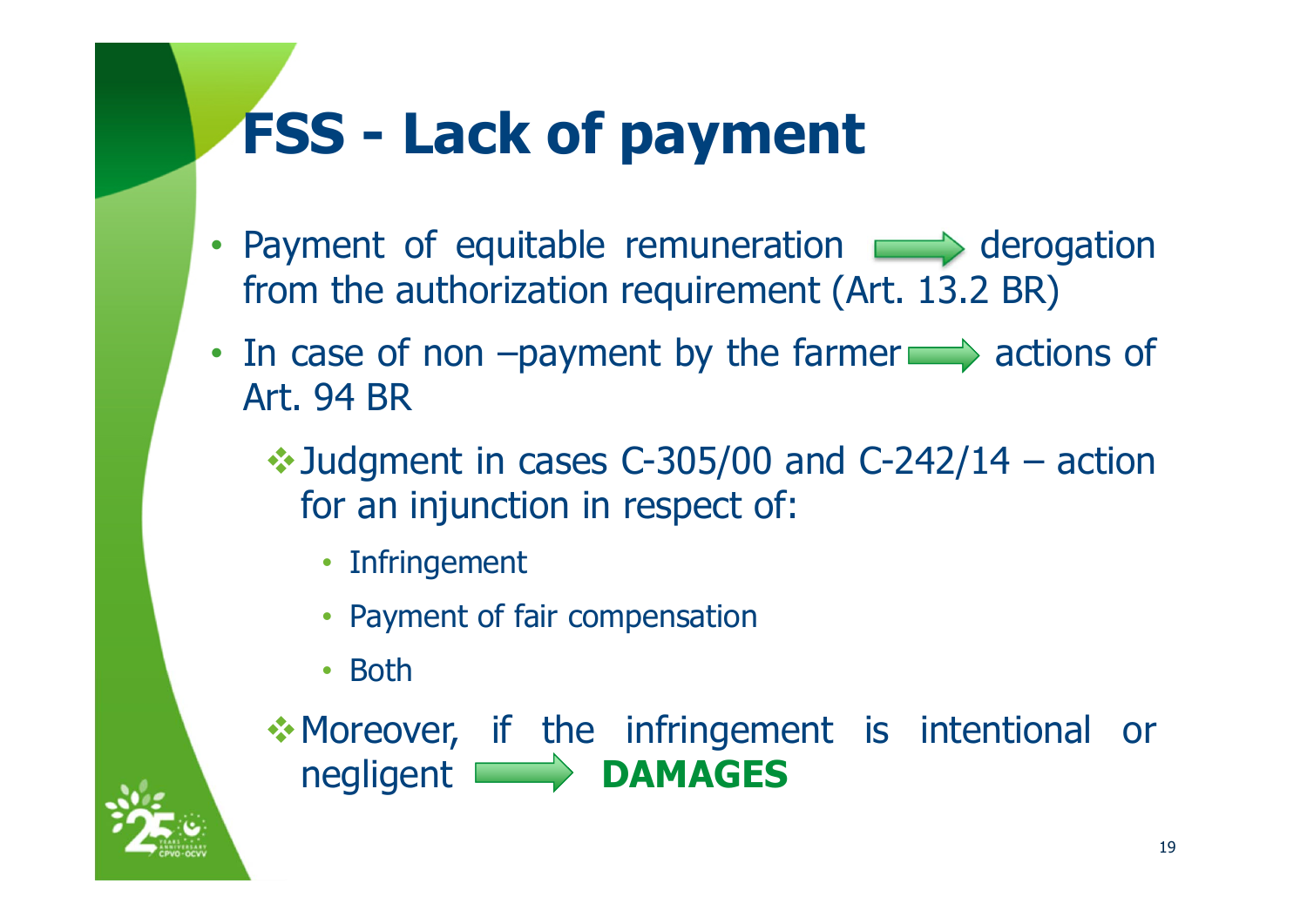# FSS - Lack of payment

- Payment of equitable remuneration → derogation from the authorization requirement (Art. 13.2 BR)
- In case of non –payment by the farmer → actions of Art. 94 BR
  - Judgment in cases C-305/00 and C-242/14 – action for an injunction in respect of:
    - Infringement
    - Payment of fair compensation
    - Both
  - Moreover, if the infringement is intentional or negligent → **DAMAGES**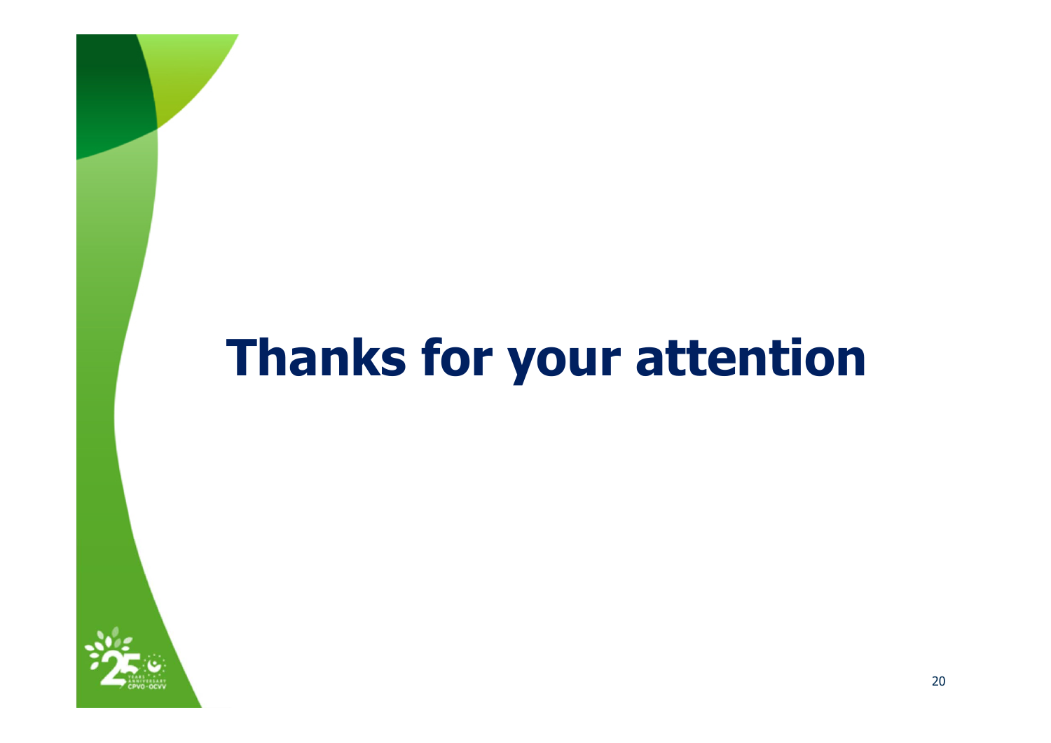# Thanks for your attention